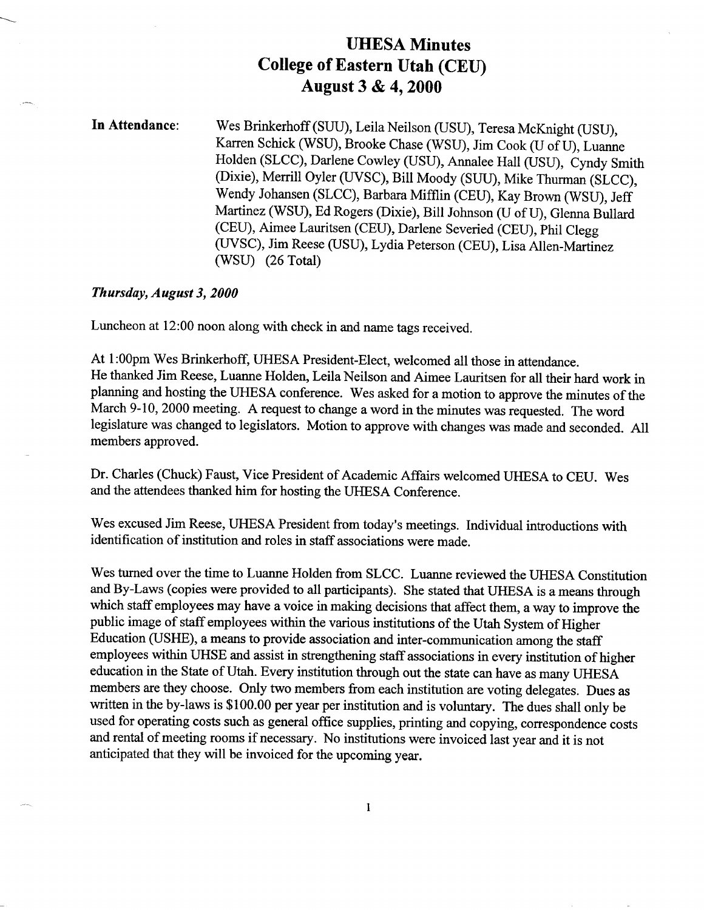# UHESA Minutes
## College of Eastern Utah (CEU)
## August 3 & 4, 2000

**In Attendance:** Wes Brinkerhoff (SUU), Leila Neilson (USU), Teresa McKnight (USU), Karren Schick (WSU), Brooke Chase (WSU), Jim Cook (U of U), Luanne Holden (SLCC), Darlene Cowley (USU), Annalee Hall (USU), Cyndy Smith (Dixie), Merrill Oyler (UVSC), Bill Moody (SUU), Mike Thurman (SLCC), Wendy Johansen (SLCC), Barbara Mifflin (CEU), Kay Brown (WSU), Jeff Martinez (WSU), Ed Rogers (Dixie), Bill Johnson (U of U), Glenna Bullard (CEU), Aimee Lauritsen (CEU), Darlene Severied (CEU), Phil Clegg (UVSC), Jim Reese (USU), Lydia Peterson (CEU), Lisa Allen-Martinez (WSU) (26 Total)

***Thursday, August 3, 2000***

Luncheon at 12:00 noon along with check in and name tags received.

At 1:00pm Wes Brinkerhoff, UHESA President-Elect, welcomed all those in attendance. He thanked Jim Reese, Luanne Holden, Leila Neilson and Aimee Lauritsen for all their hard work in planning and hosting the UHESA conference. Wes asked for a motion to approve the minutes of the March 9-10, 2000 meeting. A request to change a word in the minutes was requested. The word legislature was changed to legislators. Motion to approve with changes was made and seconded. All members approved.

Dr. Charles (Chuck) Faust, Vice President of Academic Affairs welcomed UHESA to CEU. Wes and the attendees thanked him for hosting the UHESA Conference.

Wes excused Jim Reese, UHESA President from today's meetings. Individual introductions with identification of institution and roles in staff associations were made.

Wes turned over the time to Luanne Holden from SLCC. Luanne reviewed the UHESA Constitution and By-Laws (copies were provided to all participants). She stated that UHESA is a means through which staff employees may have a voice in making decisions that affect them, a way to improve the public image of staff employees within the various institutions of the Utah System of Higher Education (USHE), a means to provide association and inter-communication among the staff employees within UHSE and assist in strengthening staff associations in every institution of higher education in the State of Utah. Every institution through out the state can have as many UHESA members are they choose. Only two members from each institution are voting delegates. Dues as written in the by-laws is $100.00 per year per institution and is voluntary. The dues shall only be used for operating costs such as general office supplies, printing and copying, correspondence costs and rental of meeting rooms if necessary. No institutions were invoiced last year and it is not anticipated that they will be invoiced for the upcoming year.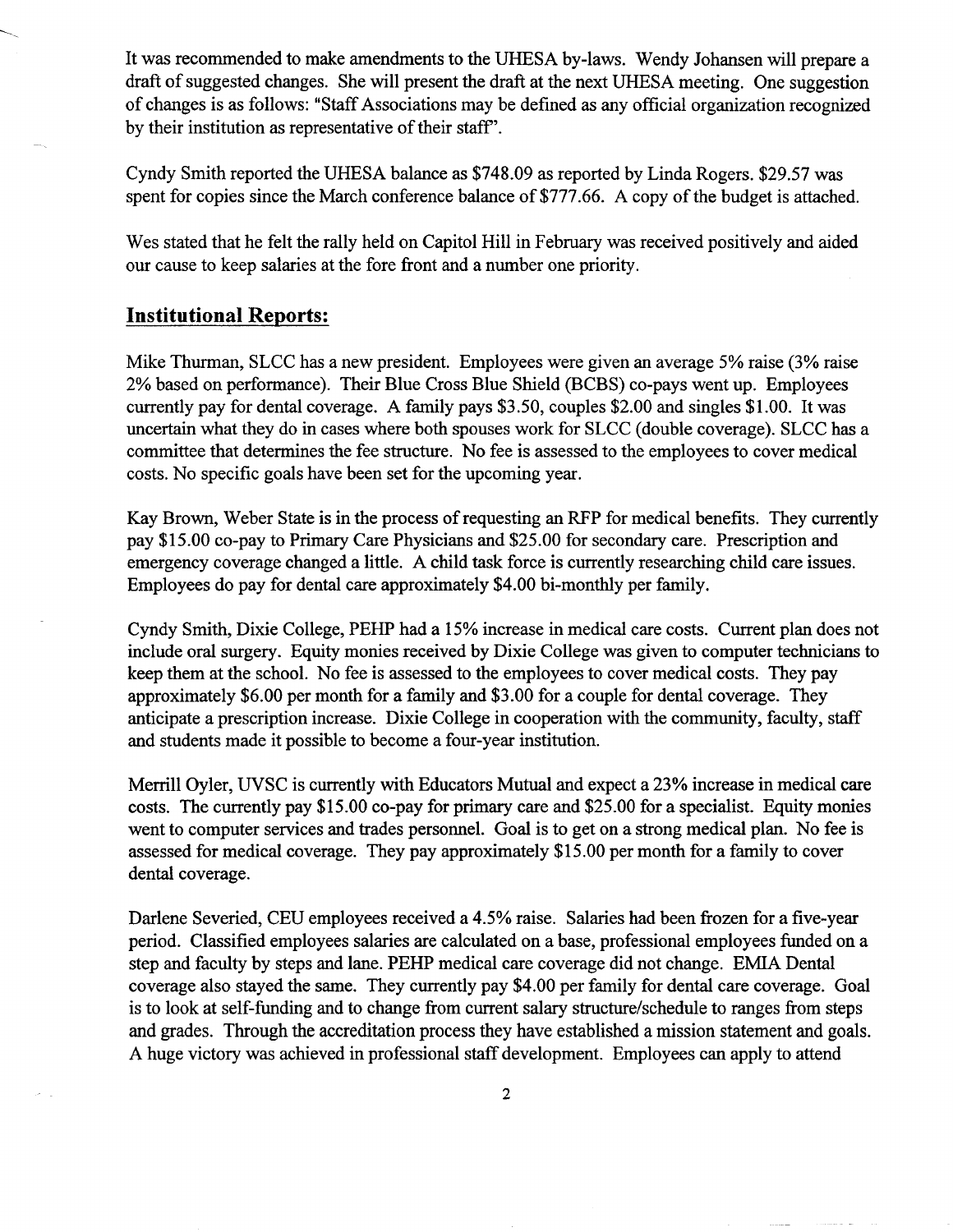It was recommended to make amendments to the UHESA by-laws. Wendy Johansen will prepare a draft of suggested changes. She will present the draft at the next UHESA meeting. One suggestion of changes is as follows: "Staff Associations may be defined as any official organization recognized by their institution as representative of their staff".

Cyndy Smith reported the UHESA balance as $748.09 as reported by Linda Rogers. $29.57 was spent for copies since the March conference balance of $777.66. A copy of the budget is attached.

Wes stated that he felt the rally held on Capitol Hill in February was received positively and aided our cause to keep salaries at the fore front and a number one priority.

## Institutional Reports:

Mike Thurman, SLCC has a new president. Employees were given an average 5% raise (3% raise 2% based on performance). Their Blue Cross Blue Shield (BCBS) co-pays went up. Employees currently pay for dental coverage. A family pays $3.50, couples $2.00 and singles $1.00. It was uncertain what they do in cases where both spouses work for SLCC (double coverage). SLCC has a committee that determines the fee structure. No fee is assessed to the employees to cover medical costs. No specific goals have been set for the upcoming year.

Kay Brown, Weber State is in the process of requesting an RFP for medical benefits. They currently pay $15.00 co-pay to Primary Care Physicians and $25.00 for secondary care. Prescription and emergency coverage changed a little. A child task force is currently researching child care issues. Employees do pay for dental care approximately $4.00 bi-monthly per family.

Cyndy Smith, Dixie College, PEHP had a 15% increase in medical care costs. Current plan does not include oral surgery. Equity monies received by Dixie College was given to computer technicians to keep them at the school. No fee is assessed to the employees to cover medical costs. They pay approximately $6.00 per month for a family and $3.00 for a couple for dental coverage. They anticipate a prescription increase. Dixie College in cooperation with the community, faculty, staff and students made it possible to become a four-year institution.

Merrill Oyler, UVSC is currently with Educators Mutual and expect a 23% increase in medical care costs. The currently pay $15.00 co-pay for primary care and $25.00 for a specialist. Equity monies went to computer services and trades personnel. Goal is to get on a strong medical plan. No fee is assessed for medical coverage. They pay approximately $15.00 per month for a family to cover dental coverage.

Darlene Severied, CEU employees received a 4.5% raise. Salaries had been frozen for a five-year period. Classified employees salaries are calculated on a base, professional employees funded on a step and faculty by steps and lane. PEHP medical care coverage did not change. EMIA Dental coverage also stayed the same. They currently pay $4.00 per family for dental care coverage. Goal is to look at self-funding and to change from current salary structure/schedule to ranges from steps and grades. Through the accreditation process they have established a mission statement and goals. A huge victory was achieved in professional staff development. Employees can apply to attend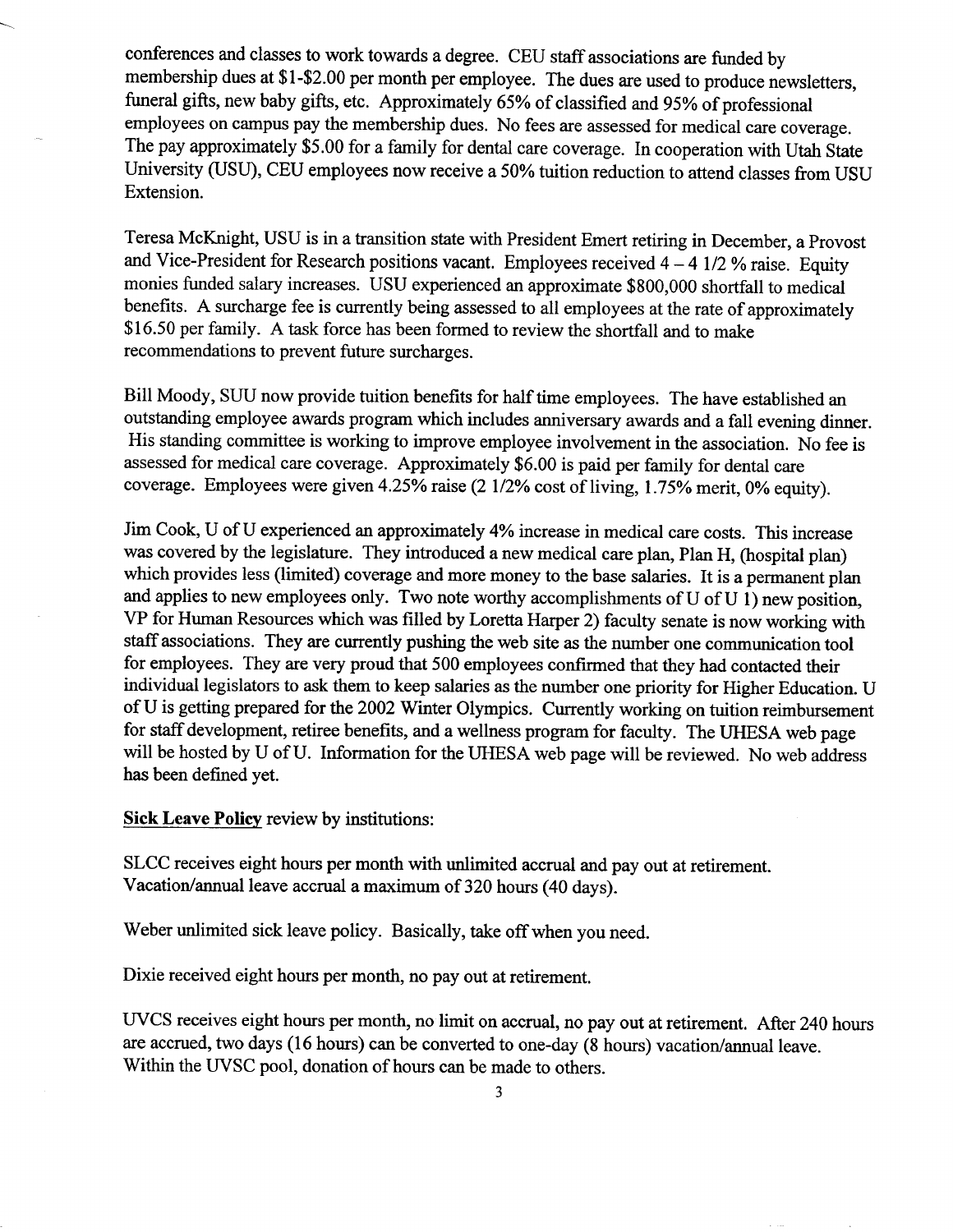conferences and classes to work towards a degree. CEU staff associations are funded by membership dues at $1-$2.00 per month per employee. The dues are used to produce newsletters, funeral gifts, new baby gifts, etc. Approximately 65% of classified and 95% of professional employees on campus pay the membership dues. No fees are assessed for medical care coverage. The pay approximately $5.00 for a family for dental care coverage. In cooperation with Utah State University (USU), CEU employees now receive a 50% tuition reduction to attend classes from USU Extension.

Teresa McKnight, USU is in a transition state with President Emert retiring in December, a Provost and Vice-President for Research positions vacant. Employees received 4 – 4 1/2 % raise. Equity monies funded salary increases. USU experienced an approximate $800,000 shortfall to medical benefits. A surcharge fee is currently being assessed to all employees at the rate of approximately $16.50 per family. A task force has been formed to review the shortfall and to make recommendations to prevent future surcharges.

Bill Moody, SUU now provide tuition benefits for half time employees. The have established an outstanding employee awards program which includes anniversary awards and a fall evening dinner. His standing committee is working to improve employee involvement in the association. No fee is assessed for medical care coverage. Approximately $6.00 is paid per family for dental care coverage. Employees were given 4.25% raise (2 1/2% cost of living, 1.75% merit, 0% equity).

Jim Cook, U of U experienced an approximately 4% increase in medical care costs. This increase was covered by the legislature. They introduced a new medical care plan, Plan H, (hospital plan) which provides less (limited) coverage and more money to the base salaries. It is a permanent plan and applies to new employees only. Two note worthy accomplishments of U of U 1) new position, VP for Human Resources which was filled by Loretta Harper 2) faculty senate is now working with staff associations. They are currently pushing the web site as the number one communication tool for employees. They are very proud that 500 employees confirmed that they had contacted their individual legislators to ask them to keep salaries as the number one priority for Higher Education. U of U is getting prepared for the 2002 Winter Olympics. Currently working on tuition reimbursement for staff development, retiree benefits, and a wellness program for faculty. The UHESA web page will be hosted by U of U. Information for the UHESA web page will be reviewed. No web address has been defined yet.

**Sick Leave Policy** review by institutions:

SLCC receives eight hours per month with unlimited accrual and pay out at retirement. Vacation/annual leave accrual a maximum of 320 hours (40 days).

Weber unlimited sick leave policy. Basically, take off when you need.

Dixie received eight hours per month, no pay out at retirement.

UVCS receives eight hours per month, no limit on accrual, no pay out at retirement. After 240 hours are accrued, two days (16 hours) can be converted to one-day (8 hours) vacation/annual leave. Within the UVSC pool, donation of hours can be made to others.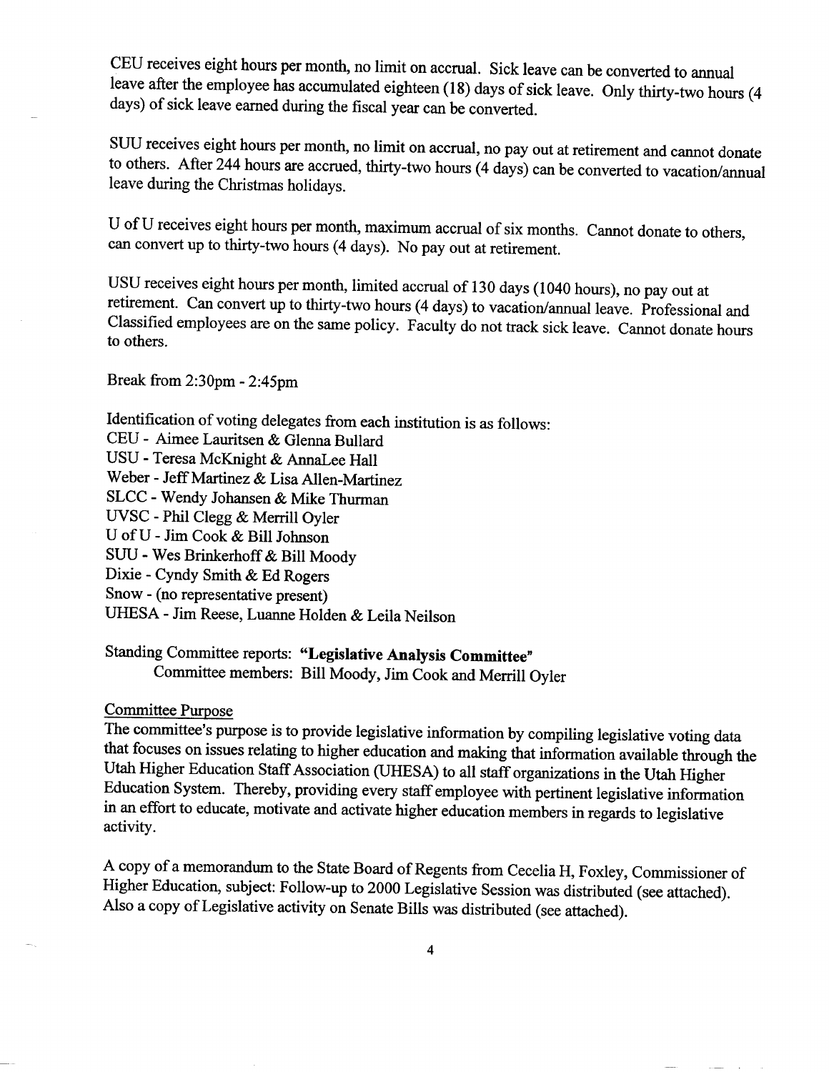CEU receives eight hours per month, no limit on accrual. Sick leave can be converted to annual leave after the employee has accumulated eighteen (18) days of sick leave. Only thirty-two hours (4 days) of sick leave earned during the fiscal year can be converted.

SUU receives eight hours per month, no limit on accrual, no pay out at retirement and cannot donate to others. After 244 hours are accrued, thirty-two hours (4 days) can be converted to vacation/annual leave during the Christmas holidays.

U of U receives eight hours per month, maximum accrual of six months. Cannot donate to others, can convert up to thirty-two hours (4 days). No pay out at retirement.

USU receives eight hours per month, limited accrual of 130 days (1040 hours), no pay out at retirement. Can convert up to thirty-two hours (4 days) to vacation/annual leave. Professional and Classified employees are on the same policy. Faculty do not track sick leave. Cannot donate hours to others.

Break from 2:30pm - 2:45pm

Identification of voting delegates from each institution is as follows:
CEU - Aimee Lauritsen & Glenna Bullard
USU - Teresa McKnight & AnnaLee Hall
Weber - Jeff Martinez & Lisa Allen-Martinez
SLCC - Wendy Johansen & Mike Thurman
UVSC - Phil Clegg & Merrill Oyler
U of U - Jim Cook & Bill Johnson
SUU - Wes Brinkerhoff & Bill Moody
Dixie - Cyndy Smith & Ed Rogers
Snow - (no representative present)
UHESA - Jim Reese, Luanne Holden & Leila Neilson

Standing Committee reports: **"Legislative Analysis Committee"**
Committee members: Bill Moody, Jim Cook and Merrill Oyler

Committee Purpose

The committee's purpose is to provide legislative information by compiling legislative voting data that focuses on issues relating to higher education and making that information available through the Utah Higher Education Staff Association (UHESA) to all staff organizations in the Utah Higher Education System. Thereby, providing every staff employee with pertinent legislative information in an effort to educate, motivate and activate higher education members in regards to legislative activity.

A copy of a memorandum to the State Board of Regents from Cecelia H, Foxley, Commissioner of Higher Education, subject: Follow-up to 2000 Legislative Session was distributed (see attached). Also a copy of Legislative activity on Senate Bills was distributed (see attached).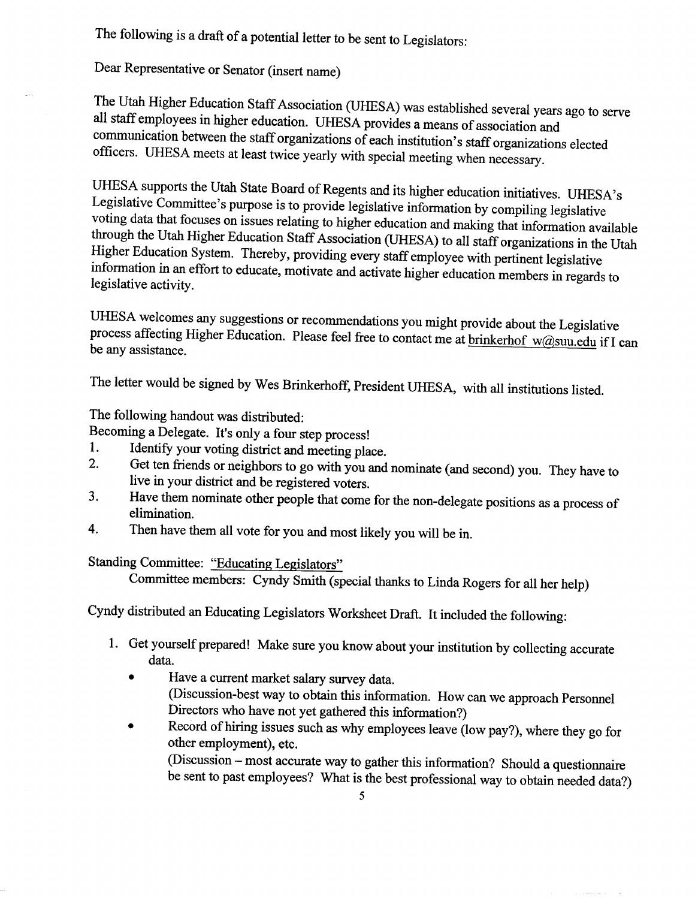The following is a draft of a potential letter to be sent to Legislators:

Dear Representative or Senator (insert name)

The Utah Higher Education Staff Association (UHESA) was established several years ago to serve all staff employees in higher education. UHESA provides a means of association and communication between the staff organizations of each institution's staff organizations elected officers. UHESA meets at least twice yearly with special meeting when necessary.

UHESA supports the Utah State Board of Regents and its higher education initiatives. UHESA's Legislative Committee's purpose is to provide legislative information by compiling legislative voting data that focuses on issues relating to higher education and making that information available through the Utah Higher Education Staff Association (UHESA) to all staff organizations in the Utah Higher Education System. Thereby, providing every staff employee with pertinent legislative information in an effort to educate, motivate and activate higher education members in regards to legislative activity.

UHESA welcomes any suggestions or recommendations you might provide about the Legislative process affecting Higher Education. Please feel free to contact me at brinkerhof_w@suu.edu if I can be any assistance.

The letter would be signed by Wes Brinkerhoff, President UHESA, with all institutions listed.

The following handout was distributed:
Becoming a Delegate. It's only a four step process!

1. Identify your voting district and meeting place.
2. Get ten friends or neighbors to go with you and nominate (and second) you. They have to live in your district and be registered voters.
3. Have them nominate other people that come for the non-delegate positions as a process of elimination.
4. Then have them all vote for you and most likely you will be in.

Standing Committee: "Educating Legislators"
Committee members: Cyndy Smith (special thanks to Linda Rogers for all her help)

Cyndy distributed an Educating Legislators Worksheet Draft. It included the following:

1. Get yourself prepared! Make sure you know about your institution by collecting accurate data.
   - Have a current market salary survey data.
     (Discussion-best way to obtain this information. How can we approach Personnel Directors who have not yet gathered this information?)
   - Record of hiring issues such as why employees leave (low pay?), where they go for other employment), etc.
     (Discussion – most accurate way to gather this information? Should a questionnaire be sent to past employees? What is the best professional way to obtain needed data?)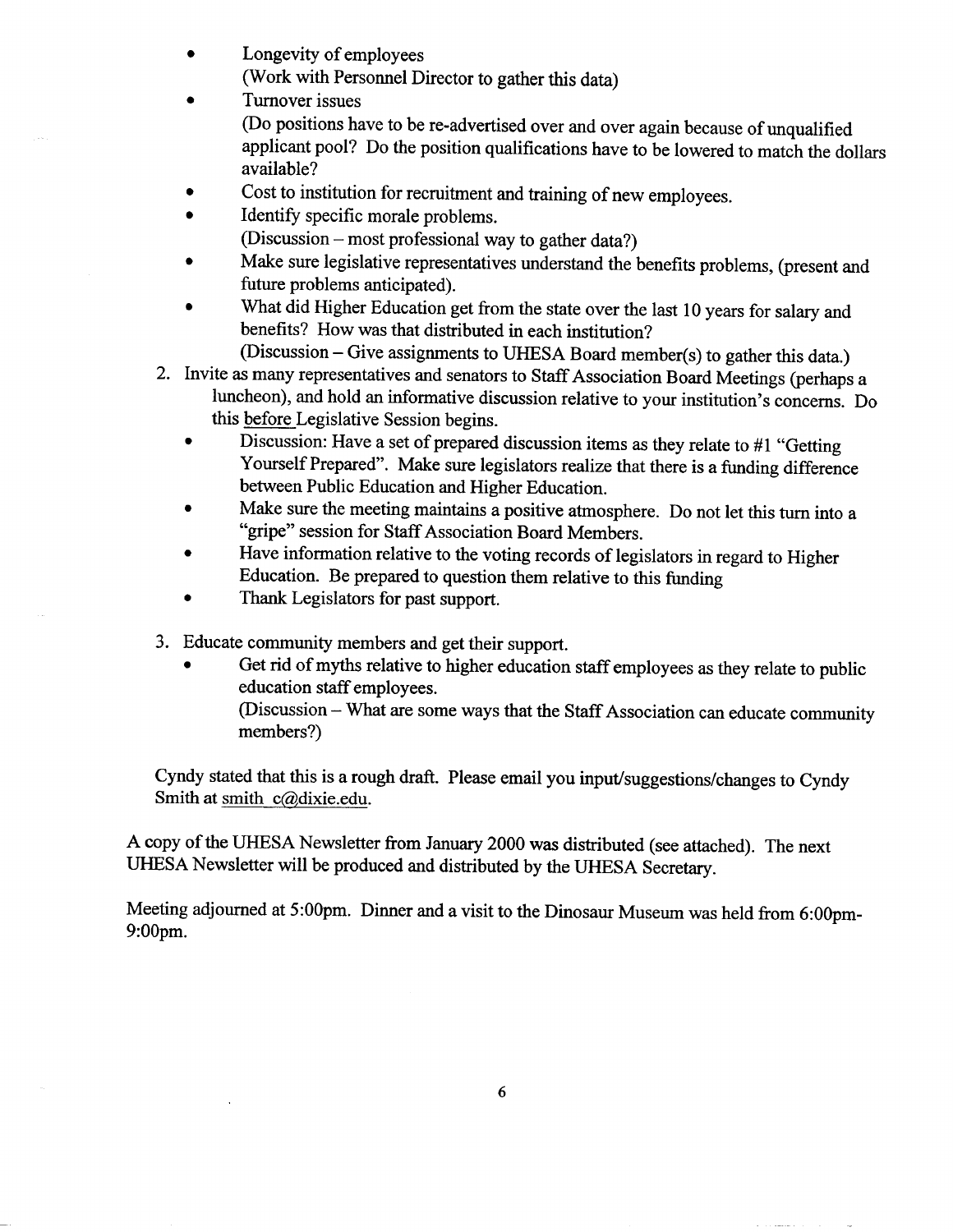- Longevity of employees
  (Work with Personnel Director to gather this data)
- Turnover issues
  (Do positions have to be re-advertised over and over again because of unqualified applicant pool? Do the position qualifications have to be lowered to match the dollars available?
- Cost to institution for recruitment and training of new employees.
- Identify specific morale problems.
  (Discussion – most professional way to gather data?)
- Make sure legislative representatives understand the benefits problems, (present and future problems anticipated).
- What did Higher Education get from the state over the last 10 years for salary and benefits? How was that distributed in each institution?
  (Discussion – Give assignments to UHESA Board member(s) to gather this data.)

2. Invite as many representatives and senators to Staff Association Board Meetings (perhaps a luncheon), and hold an informative discussion relative to your institution's concerns. Do this before Legislative Session begins.
   - Discussion: Have a set of prepared discussion items as they relate to #1 "Getting Yourself Prepared". Make sure legislators realize that there is a funding difference between Public Education and Higher Education.
   - Make sure the meeting maintains a positive atmosphere. Do not let this turn into a "gripe" session for Staff Association Board Members.
   - Have information relative to the voting records of legislators in regard to Higher Education. Be prepared to question them relative to this funding
   - Thank Legislators for past support.

3. Educate community members and get their support.
   - Get rid of myths relative to higher education staff employees as they relate to public education staff employees.
     (Discussion – What are some ways that the Staff Association can educate community members?)

Cyndy stated that this is a rough draft. Please email you input/suggestions/changes to Cyndy Smith at smith_c@dixie.edu.

A copy of the UHESA Newsletter from January 2000 was distributed (see attached). The next UHESA Newsletter will be produced and distributed by the UHESA Secretary.

Meeting adjourned at 5:00pm. Dinner and a visit to the Dinosaur Museum was held from 6:00pm-9:00pm.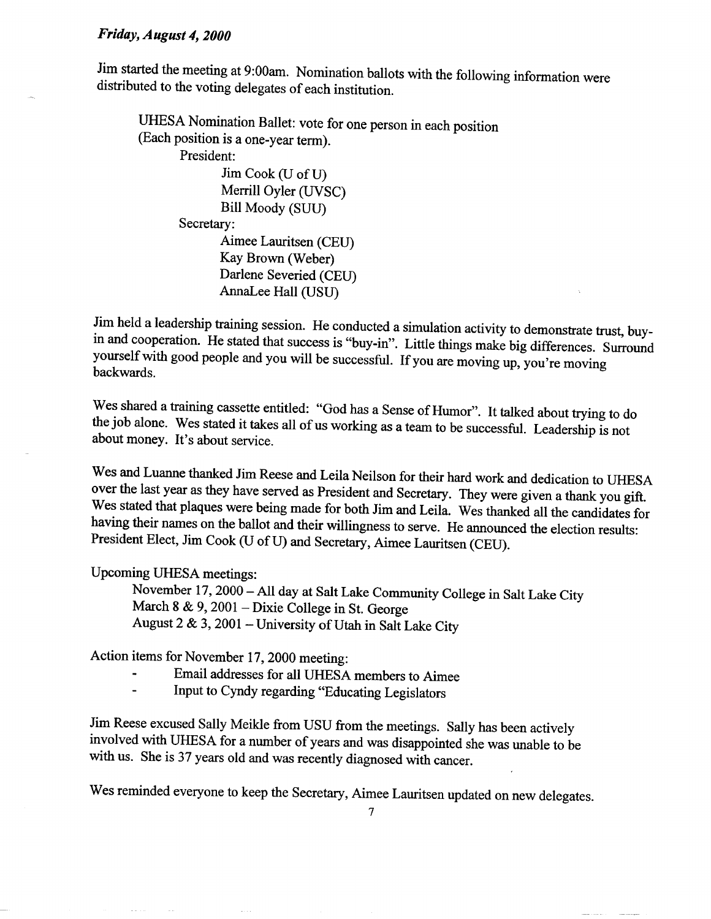*Friday, August 4, 2000*

Jim started the meeting at 9:00am. Nomination ballots with the following information were distributed to the voting delegates of each institution.

> UHESA Nomination Ballet: vote for one person in each position
> (Each position is a one-year term).
>
> President:
>
> - Jim Cook (U of U)
> - Merrill Oyler (UVSC)
> - Bill Moody (SUU)
>
> Secretary:
>
> - Aimee Lauritsen (CEU)
> - Kay Brown (Weber)
> - Darlene Severied (CEU)
> - AnnaLee Hall (USU)

Jim held a leadership training session. He conducted a simulation activity to demonstrate trust, buy-in and cooperation. He stated that success is "buy-in". Little things make big differences. Surround yourself with good people and you will be successful. If you are moving up, you're moving backwards.

Wes shared a training cassette entitled: "God has a Sense of Humor". It talked about trying to do the job alone. Wes stated it takes all of us working as a team to be successful. Leadership is not about money. It's about service.

Wes and Luanne thanked Jim Reese and Leila Neilson for their hard work and dedication to UHESA over the last year as they have served as President and Secretary. They were given a thank you gift. Wes stated that plaques were being made for both Jim and Leila. Wes thanked all the candidates for having their names on the ballot and their willingness to serve. He announced the election results: President Elect, Jim Cook (U of U) and Secretary, Aimee Lauritsen (CEU).

Upcoming UHESA meetings:

- November 17, 2000 – All day at Salt Lake Community College in Salt Lake City
- March 8 & 9, 2001 – Dixie College in St. George
- August 2 & 3, 2001 – University of Utah in Salt Lake City

Action items for November 17, 2000 meeting:

- Email addresses for all UHESA members to Aimee
- Input to Cyndy regarding "Educating Legislators

Jim Reese excused Sally Meikle from USU from the meetings. Sally has been actively involved with UHESA for a number of years and was disappointed she was unable to be with us. She is 37 years old and was recently diagnosed with cancer.

Wes reminded everyone to keep the Secretary, Aimee Lauritsen updated on new delegates.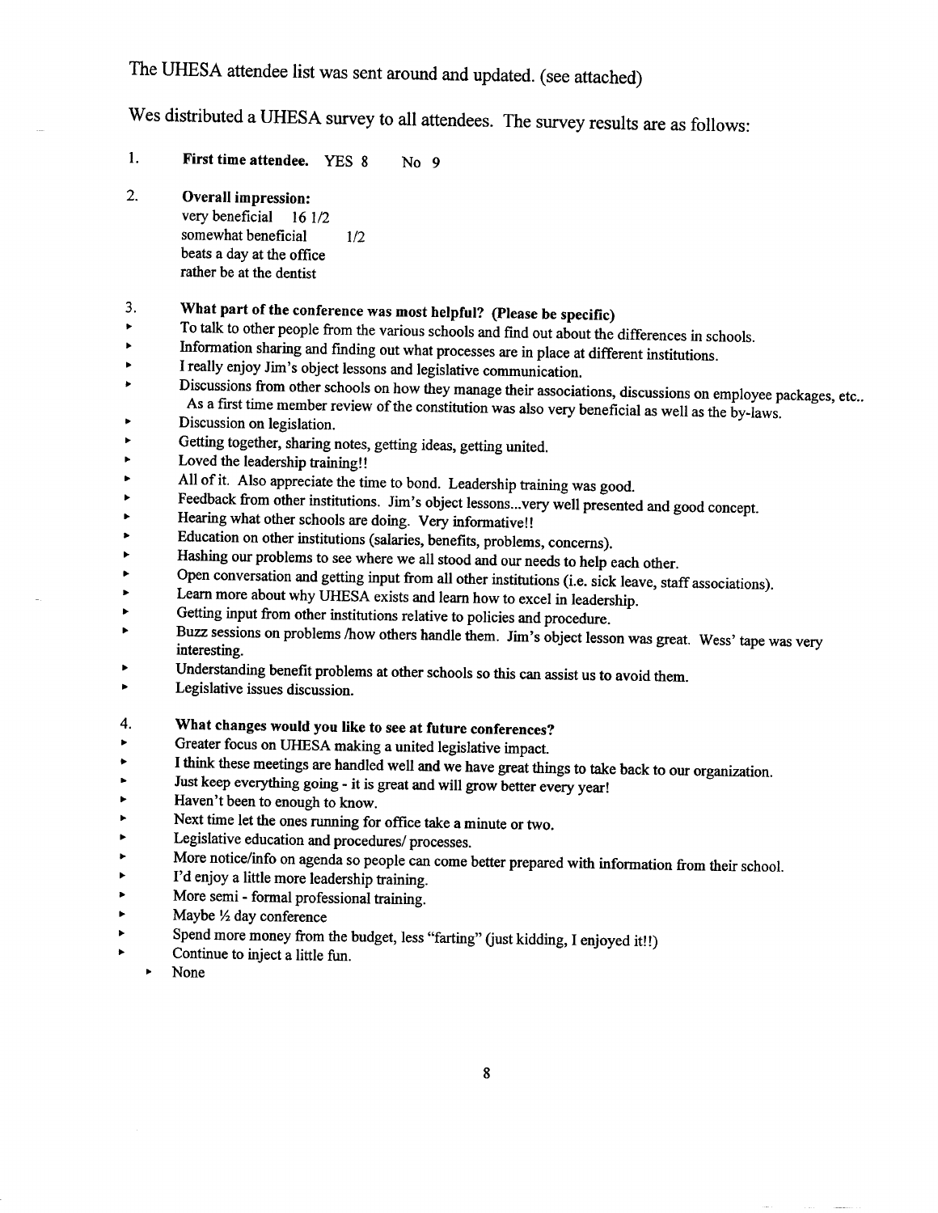The UHESA attendee list was sent around and updated. (see attached)

Wes distributed a UHESA survey to all attendees. The survey results are as follows:

1. **First time attendee.** YES 8 No 9

2. **Overall impression:**
   very beneficial 16 1/2
   somewhat beneficial 1/2
   beats a day at the office
   rather be at the dentist

3. **What part of the conference was most helpful? (Please be specific)**

- To talk to other people from the various schools and find out about the differences in schools.
- Information sharing and finding out what processes are in place at different institutions.
- I really enjoy Jim's object lessons and legislative communication.
- Discussions from other schools on how they manage their associations, discussions on employee packages, etc.. As a first time member review of the constitution was also very beneficial as well as the by-laws.
- Discussion on legislation.
- Getting together, sharing notes, getting ideas, getting united.
- Loved the leadership training!!
- All of it. Also appreciate the time to bond. Leadership training was good.
- Feedback from other institutions. Jim's object lessons...very well presented and good concept.
- Hearing what other schools are doing. Very informative!!
- Education on other institutions (salaries, benefits, problems, concerns).
- Hashing our problems to see where we all stood and our needs to help each other.
- Open conversation and getting input from all other institutions (i.e. sick leave, staff associations).
- Learn more about why UHESA exists and learn how to excel in leadership.
- Getting input from other institutions relative to policies and procedure.
- Buzz sessions on problems /how others handle them. Jim's object lesson was great. Wess' tape was very interesting.
- Understanding benefit problems at other schools so this can assist us to avoid them.
- Legislative issues discussion.

4. **What changes would you like to see at future conferences?**

- Greater focus on UHESA making a united legislative impact.
- I think these meetings are handled well and we have great things to take back to our organization.
- Just keep everything going - it is great and will grow better every year!
- Haven't been to enough to know.
- Next time let the ones running for office take a minute or two.
- Legislative education and procedures/ processes.
- More notice/info on agenda so people can come better prepared with information from their school.
- I'd enjoy a little more leadership training.
- More semi - formal professional training.
- Maybe ½ day conference
- Spend more money from the budget, less "farting" (just kidding, I enjoyed it!!)
- Continue to inject a little fun.
- None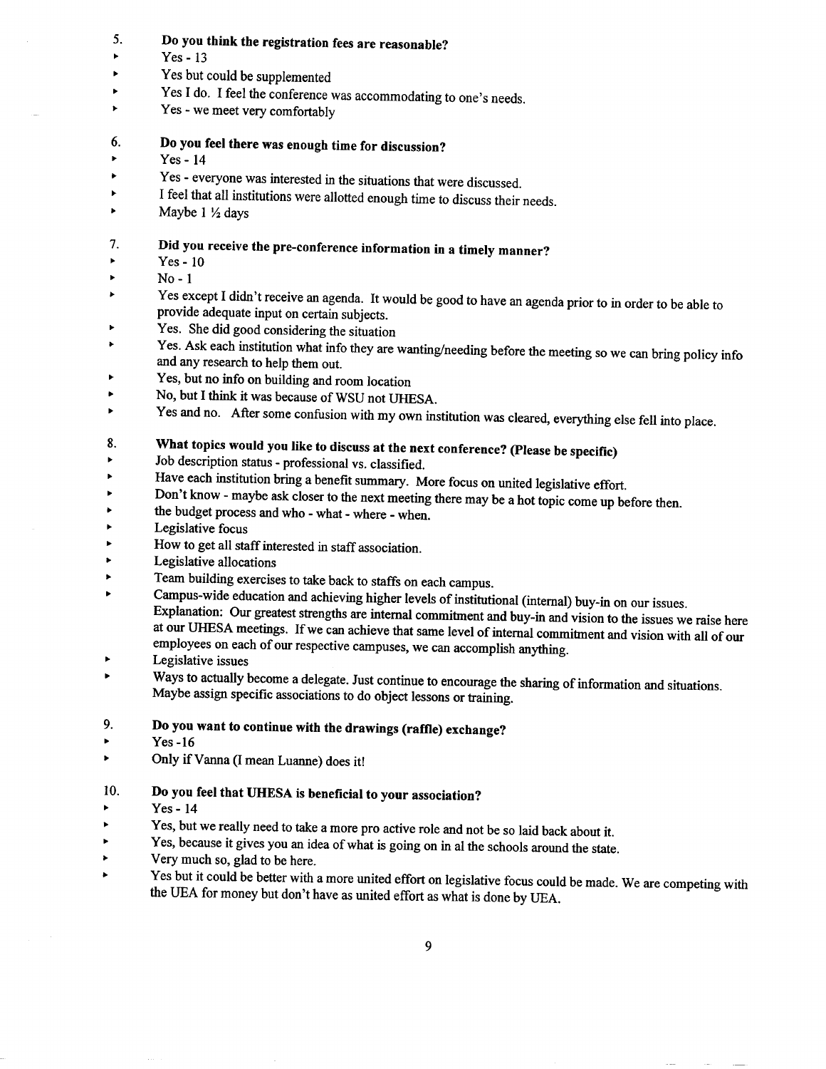5. **Do you think the registration fees are reasonable?**
- Yes - 13
- Yes but could be supplemented
- Yes I do. I feel the conference was accommodating to one's needs.
- Yes - we meet very comfortably

6. **Do you feel there was enough time for discussion?**
- Yes - 14
- Yes - everyone was interested in the situations that were discussed.
- I feel that all institutions were allotted enough time to discuss their needs.
- Maybe 1 ½ days

7. **Did you receive the pre-conference information in a timely manner?**
- Yes - 10
- No - 1
- Yes except I didn't receive an agenda. It would be good to have an agenda prior to in order to be able to provide adequate input on certain subjects.
- Yes. She did good considering the situation
- Yes. Ask each institution what info they are wanting/needing before the meeting so we can bring policy info and any research to help them out.
- Yes, but no info on building and room location
- No, but I think it was because of WSU not UHESA.
- Yes and no. After some confusion with my own institution was cleared, everything else fell into place.

8. **What topics would you like to discuss at the next conference? (Please be specific)**
- Job description status - professional vs. classified.
- Have each institution bring a benefit summary. More focus on united legislative effort.
- Don't know - maybe ask closer to the next meeting there may be a hot topic come up before then.
- the budget process and who - what - where - when.
- Legislative focus
- How to get all staff interested in staff association.
- Legislative allocations
- Team building exercises to take back to staffs on each campus.
- Campus-wide education and achieving higher levels of institutional (internal) buy-in on our issues. Explanation: Our greatest strengths are internal commitment and buy-in and vision to the issues we raise here at our UHESA meetings. If we can achieve that same level of internal commitment and vision with all of our employees on each of our respective campuses, we can accomplish anything.
- Legislative issues
- Ways to actually become a delegate. Just continue to encourage the sharing of information and situations. Maybe assign specific associations to do object lessons or training.

9. **Do you want to continue with the drawings (raffle) exchange?**
- Yes -16
- Only if Vanna (I mean Luanne) does it!

10. **Do you feel that UHESA is beneficial to your association?**
- Yes - 14
- Yes, but we really need to take a more pro active role and not be so laid back about it.
- Yes, because it gives you an idea of what is going on in al the schools around the state.
- Very much so, glad to be here.
- Yes but it could be better with a more united effort on legislative focus could be made. We are competing with the UEA for money but don't have as united effort as what is done by UEA.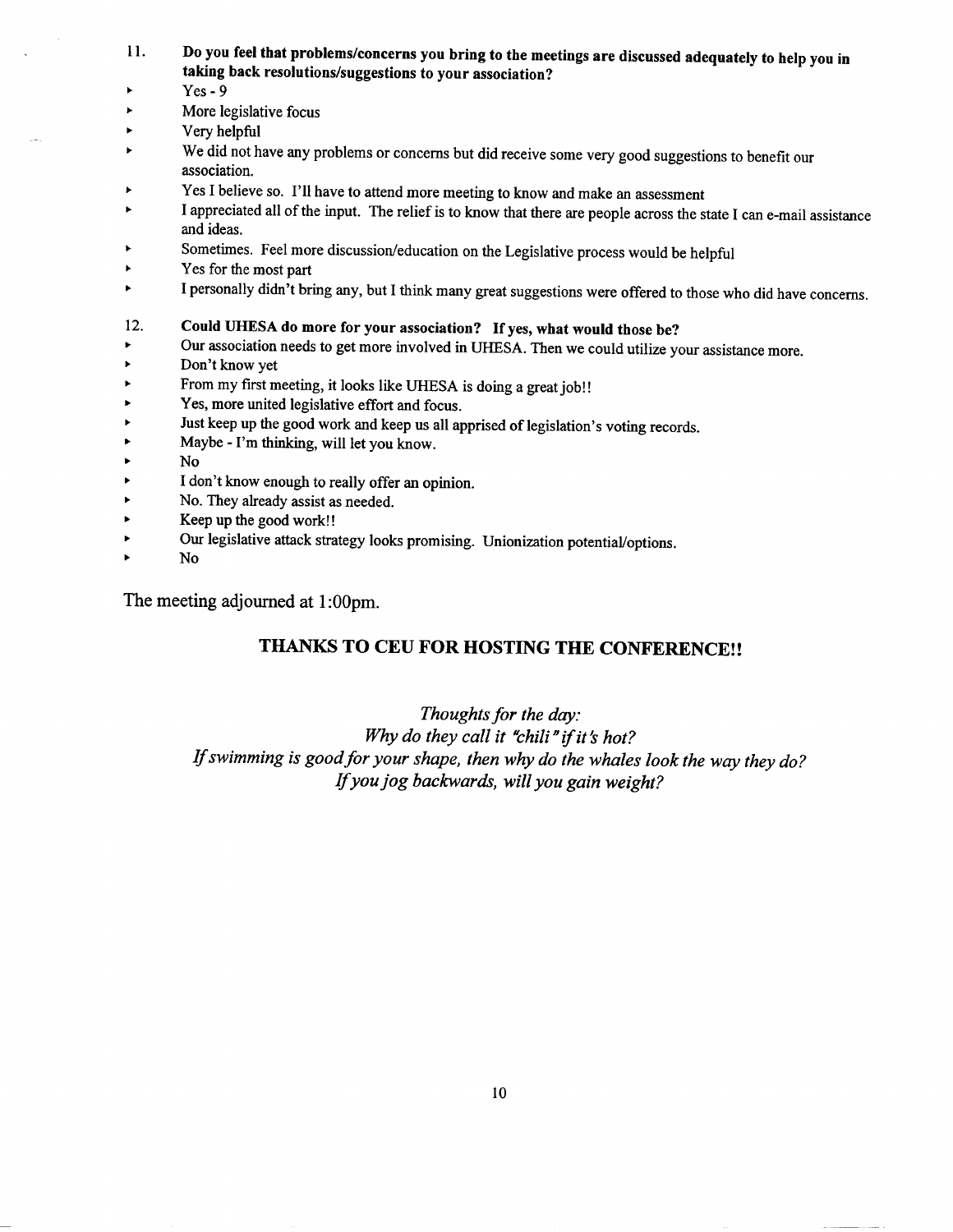11. **Do you feel that problems/concerns you bring to the meetings are discussed adequately to help you in taking back resolutions/suggestions to your association?**

- Yes - 9
- More legislative focus
- Very helpful
- We did not have any problems or concerns but did receive some very good suggestions to benefit our association.
- Yes I believe so. I'll have to attend more meeting to know and make an assessment
- I appreciated all of the input. The relief is to know that there are people across the state I can e-mail assistance and ideas.
- Sometimes. Feel more discussion/education on the Legislative process would be helpful
- Yes for the most part
- I personally didn't bring any, but I think many great suggestions were offered to those who did have concerns.

12. **Could UHESA do more for your association? If yes, what would those be?**

- Our association needs to get more involved in UHESA. Then we could utilize your assistance more.
- Don't know yet
- From my first meeting, it looks like UHESA is doing a great job!!
- Yes, more united legislative effort and focus.
- Just keep up the good work and keep us all apprised of legislation's voting records.
- Maybe - I'm thinking, will let you know.
- No
- I don't know enough to really offer an opinion.
- No. They already assist as needed.
- Keep up the good work!!
- Our legislative attack strategy looks promising. Unionization potential/options.
- No

The meeting adjourned at 1:00pm.

**THANKS TO CEU FOR HOSTING THE CONFERENCE!!**

*Thoughts for the day:*
*Why do they call it "chili" if it's hot?*
*If swimming is good for your shape, then why do the whales look the way they do?*
*If you jog backwards, will you gain weight?*